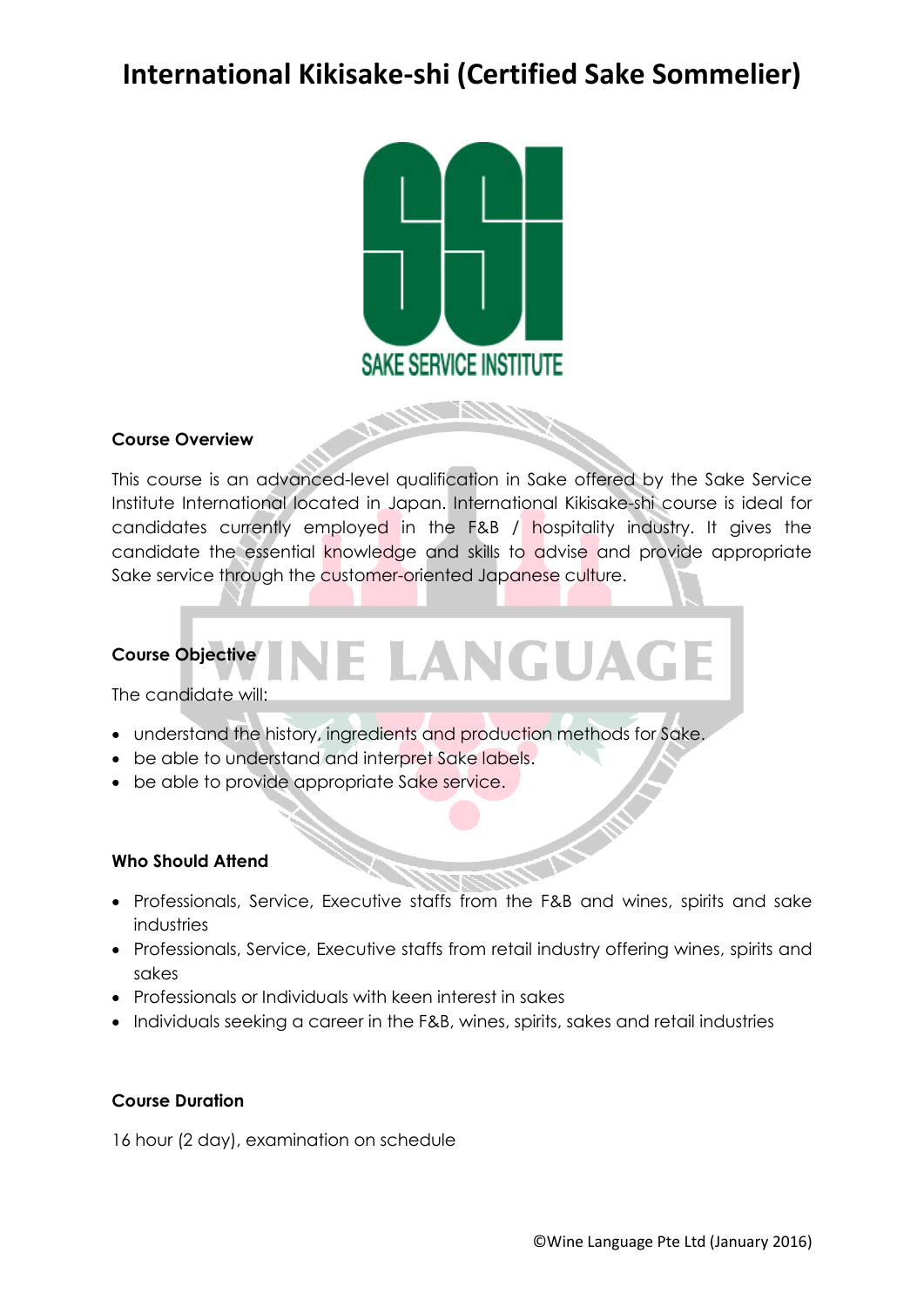# International Kikisake-shi (Certified Sake Sommelier)

SAKE SERVICE INSTITUTE

**Course Overview**

This course is an advanced-level qualification in Sake offered by the Sake Service Institute International located in Japan. International Kikisake-shi course is ideal for candidates currently employed in the F&B / hospitality industry. It gives the candidate the essential knowledge and skills to advise and provide appropriate Sake service through the customer-oriented Japanese culture.

**Course Objective**

The candidate will:

- understand the history, ingredients and production methods for Sake.
- be able to understand and interpret Sake labels.
- be able to provide appropriate Sake service.

**Who Should Attend**

- Professionals, Service, Executive staffs from the F&B and wines, spirits and sake industries
- Professionals, Service, Executive staffs from retail industry offering wines, spirits and sakes
- Professionals or Individuals with keen interest in sakes
- Individuals seeking a career in the F&B, wines, spirits, sakes and retail industries

**Course Duration**

16 hour (2 day), examination on schedule

©Wine Language Pte Ltd (January 2016)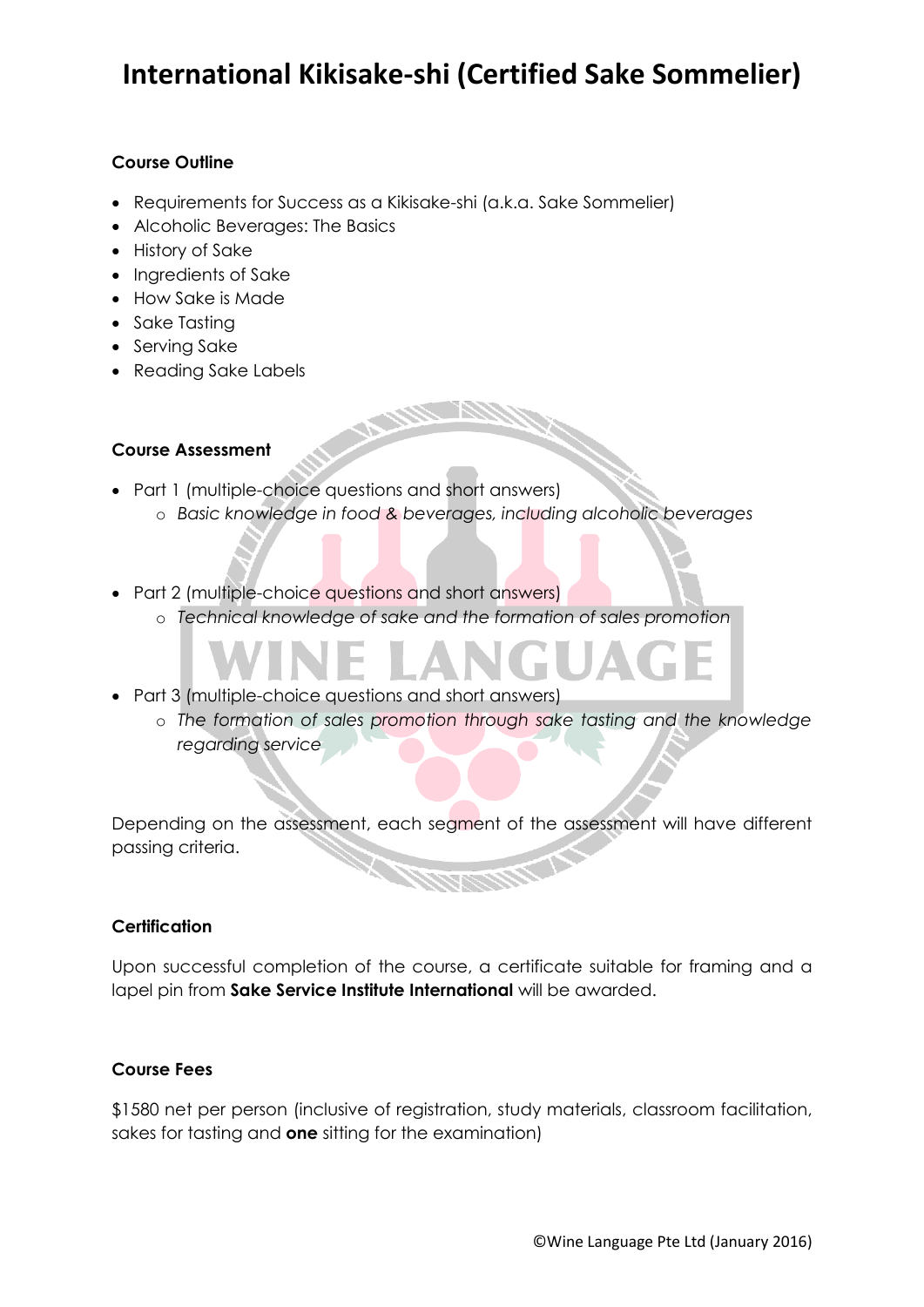# International Kikisake-shi (Certified Sake Sommelier)

**Course Outline**

- Requirements for Success as a Kikisake-shi (a.k.a. Sake Sommelier)
- Alcoholic Beverages: The Basics
- History of Sake
- Ingredients of Sake
- How Sake is Made
- Sake Tasting
- Serving Sake
- Reading Sake Labels

**Course Assessment**

- Part 1 (multiple-choice questions and short answers)
  - *Basic knowledge in food & beverages, including alcoholic beverages*
- Part 2 (multiple-choice questions and short answers)
  - *Technical knowledge of sake and the formation of sales promotion*
- Part 3 (multiple-choice questions and short answers)
  - *The formation of sales promotion through sake tasting and the knowledge regarding service*

Depending on the assessment, each segment of the assessment will have different passing criteria.

**Certification**

Upon successful completion of the course, a certificate suitable for framing and a lapel pin from **Sake Service Institute International** will be awarded.

**Course Fees**

$1580 net per person (inclusive of registration, study materials, classroom facilitation, sakes for tasting and **one** sitting for the examination)

©Wine Language Pte Ltd (January 2016)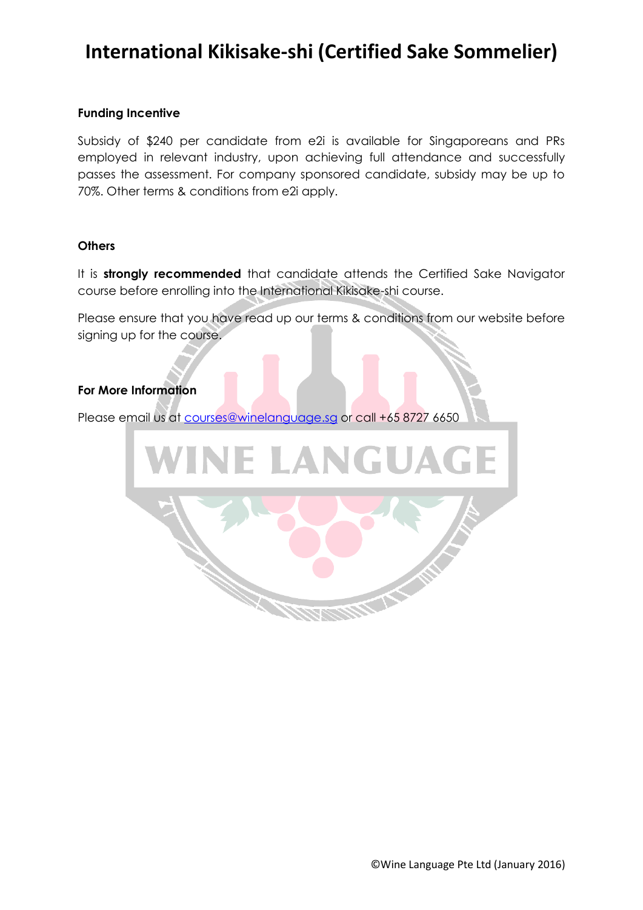# International Kikisake-shi (Certified Sake Sommelier)

**Funding Incentive**

Subsidy of $240 per candidate from e2i is available for Singaporeans and PRs employed in relevant industry, upon achieving full attendance and successfully passes the assessment. For company sponsored candidate, subsidy may be up to 70%. Other terms & conditions from e2i apply.

**Others**

It is **strongly recommended** that candidate attends the Certified Sake Navigator course before enrolling into the International Kikisake-shi course.

Please ensure that you have read up our terms & conditions from our website before signing up for the course.

**For More Information**

Please email us at courses@winelanguage.sg or call +65 8727 6650

©Wine Language Pte Ltd (January 2016)